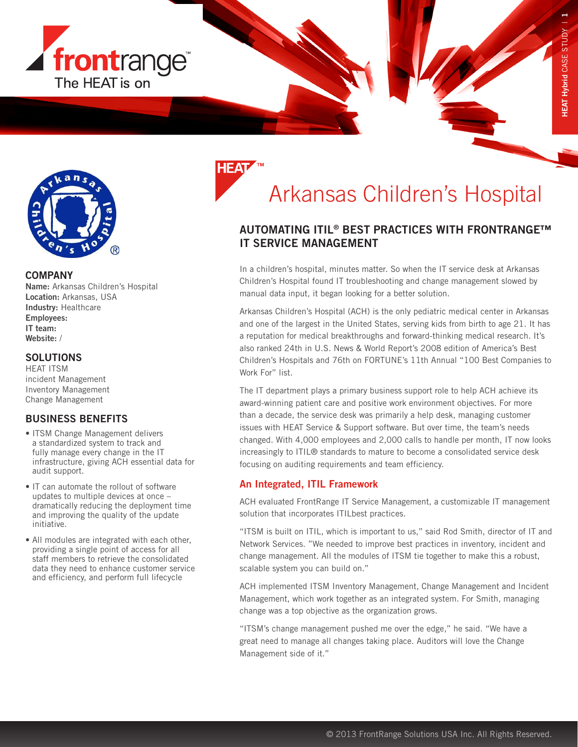# Arkansas Children's Hospital

## AUTOMATING ITIL® BEST PRACTICES WITH FRONTRANGE™ IT SERVICE MANAGEMENT

### COMPANY

**Name:** Arkansas Children's Hospital
**Location:** Arkansas, USA
**Industry:** Healthcare
**Employees:**
**IT team:**
**Website:** /

### SOLUTIONS

HEAT ITSM
incident Management
Inventory Management
Change Management

### BUSINESS BENEFITS

- ITSM Change Management delivers a standardized system to track and fully manage every change in the IT infrastructure, giving ACH essential data for audit support.
- IT can automate the rollout of software updates to multiple devices at once – dramatically reducing the deployment time and improving the quality of the update initiative.
- All modules are integrated with each other, providing a single point of access for all staff members to retrieve the consolidated data they need to enhance customer service and efficiency, and perform full lifecycle

In a children's hospital, minutes matter. So when the IT service desk at Arkansas Children's Hospital found IT troubleshooting and change management slowed by manual data input, it began looking for a better solution.

Arkansas Children's Hospital (ACH) is the only pediatric medical center in Arkansas and one of the largest in the United States, serving kids from birth to age 21. It has a reputation for medical breakthroughs and forward-thinking medical research. It's also ranked 24th in U.S. News & World Report's 2008 edition of America's Best Children's Hospitals and 76th on FORTUNE's 11th Annual "100 Best Companies to Work For" list.

The IT department plays a primary business support role to help ACH achieve its award-winning patient care and positive work environment objectives. For more than a decade, the service desk was primarily a help desk, managing customer issues with HEAT Service & Support software. But over time, the team's needs changed. With 4,000 employees and 2,000 calls to handle per month, IT now looks increasingly to ITIL® standards to mature to become a consolidated service desk focusing on auditing requirements and team efficiency.

### An Integrated, ITIL Framework

ACH evaluated FrontRange IT Service Management, a customizable IT management solution that incorporates ITILbest practices.

"ITSM is built on ITIL, which is important to us," said Rod Smith, director of IT and Network Services. "We needed to improve best practices in inventory, incident and change management. All the modules of ITSM tie together to make this a robust, scalable system you can build on."

ACH implemented ITSM Inventory Management, Change Management and Incident Management, which work together as an integrated system. For Smith, managing change was a top objective as the organization grows.

"ITSM's change management pushed me over the edge," he said. "We have a great need to manage all changes taking place. Auditors will love the Change Management side of it."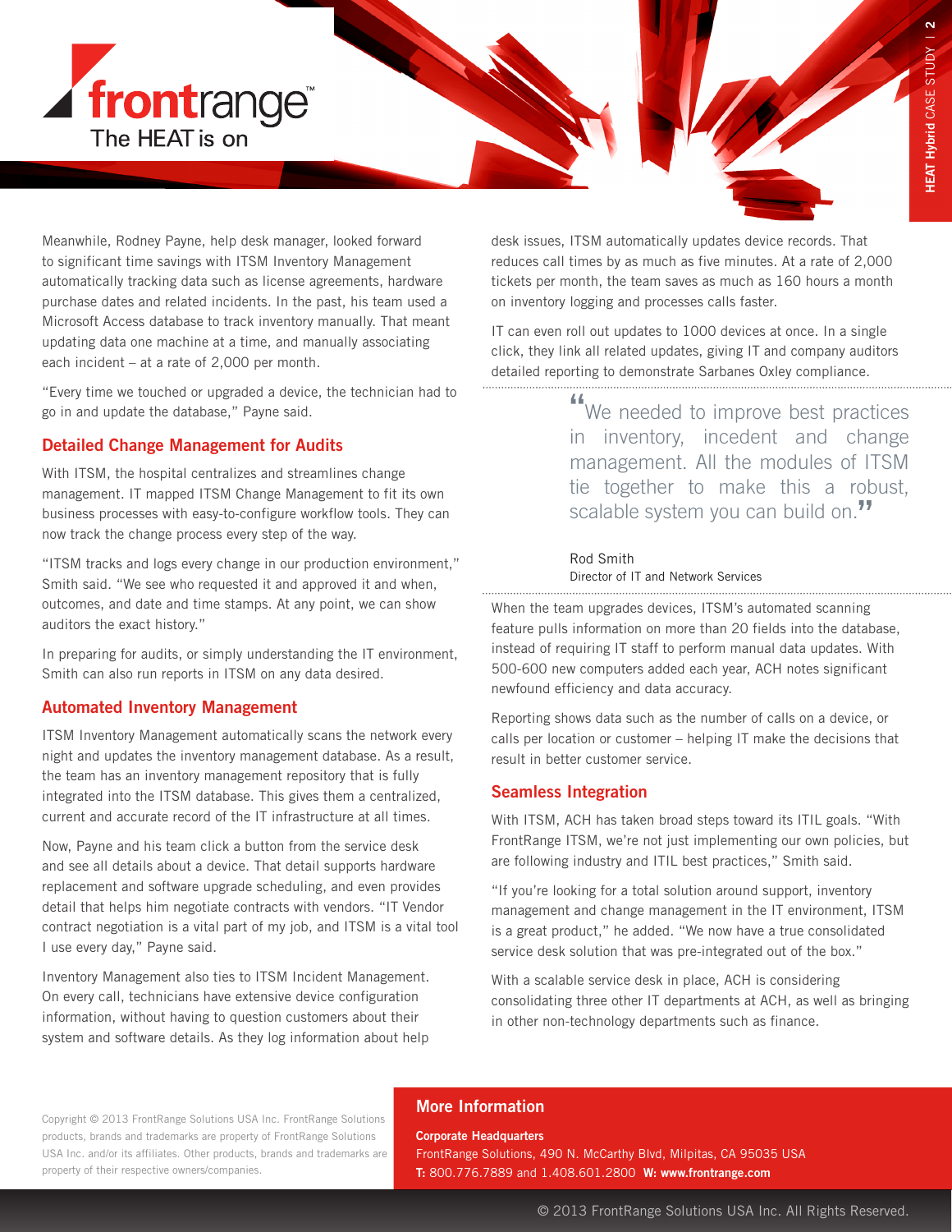Meanwhile, Rodney Payne, help desk manager, looked forward to significant time savings with ITSM Inventory Management automatically tracking data such as license agreements, hardware purchase dates and related incidents. In the past, his team used a Microsoft Access database to track inventory manually. That meant updating data one machine at a time, and manually associating each incident – at a rate of 2,000 per month.

"Every time we touched or upgraded a device, the technician had to go in and update the database," Payne said.

## Detailed Change Management for Audits

With ITSM, the hospital centralizes and streamlines change management. IT mapped ITSM Change Management to fit its own business processes with easy-to-configure workflow tools. They can now track the change process every step of the way.

"ITSM tracks and logs every change in our production environment," Smith said. "We see who requested it and approved it and when, outcomes, and date and time stamps. At any point, we can show auditors the exact history."

In preparing for audits, or simply understanding the IT environment, Smith can also run reports in ITSM on any data desired.

## Automated Inventory Management

ITSM Inventory Management automatically scans the network every night and updates the inventory management database. As a result, the team has an inventory management repository that is fully integrated into the ITSM database. This gives them a centralized, current and accurate record of the IT infrastructure at all times.

Now, Payne and his team click a button from the service desk and see all details about a device. That detail supports hardware replacement and software upgrade scheduling, and even provides detail that helps him negotiate contracts with vendors. "IT Vendor contract negotiation is a vital part of my job, and ITSM is a vital tool I use every day," Payne said.

Inventory Management also ties to ITSM Incident Management. On every call, technicians have extensive device configuration information, without having to question customers about their system and software details. As they log information about help desk issues, ITSM automatically updates device records. That reduces call times by as much as five minutes. At a rate of 2,000 tickets per month, the team saves as much as 160 hours a month on inventory logging and processes calls faster.

IT can even roll out updates to 1000 devices at once. In a single click, they link all related updates, giving IT and company auditors detailed reporting to demonstrate Sarbanes Oxley compliance.

> "We needed to improve best practices in inventory, incedent and change management. All the modules of ITSM tie together to make this a robust, scalable system you can build on."
>
> Rod Smith
> Director of IT and Network Services

When the team upgrades devices, ITSM's automated scanning feature pulls information on more than 20 fields into the database, instead of requiring IT staff to perform manual data updates. With 500-600 new computers added each year, ACH notes significant newfound efficiency and data accuracy.

Reporting shows data such as the number of calls on a device, or calls per location or customer – helping IT make the decisions that result in better customer service.

## Seamless Integration

With ITSM, ACH has taken broad steps toward its ITIL goals. "With FrontRange ITSM, we're not just implementing our own policies, but are following industry and ITIL best practices," Smith said.

"If you're looking for a total solution around support, inventory management and change management in the IT environment, ITSM is a great product," he added. "We now have a true consolidated service desk solution that was pre-integrated out of the box."

With a scalable service desk in place, ACH is considering consolidating three other IT departments at ACH, as well as bringing in other non-technology departments such as finance.

Copyright © 2013 FrontRange Solutions USA Inc. FrontRange Solutions products, brands and trademarks are property of FrontRange Solutions USA Inc. and/or its affiliates. Other products, brands and trademarks are property of their respective owners/companies.

## More Information

**Corporate Headquarters**
FrontRange Solutions, 490 N. McCarthy Blvd, Milpitas, CA 95035 USA
**T:** 800.776.7889 and 1.408.601.2800 **W: www.frontrange.com**